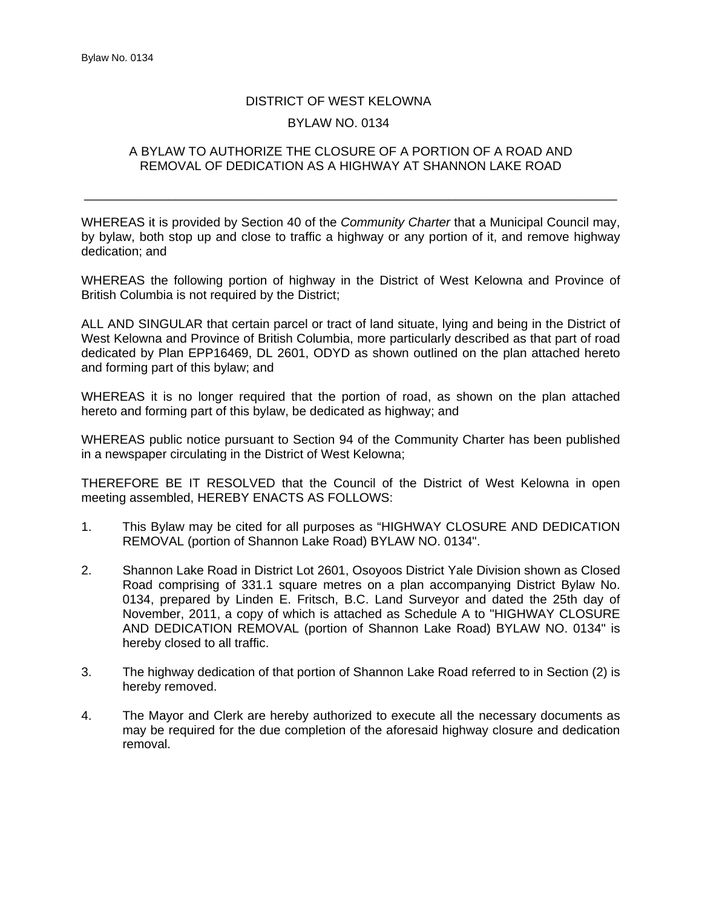DISTRICT OF WEST KELOWNA

BYLAW NO. 0134

A BYLAW TO AUTHORIZE THE CLOSURE OF A PORTION OF A ROAD AND REMOVAL OF DEDICATION AS A HIGHWAY AT SHANNON LAKE ROAD

---

WHEREAS it is provided by Section 40 of the *Community Charter* that a Municipal Council may, by bylaw, both stop up and close to traffic a highway or any portion of it, and remove highway dedication; and

WHEREAS the following portion of highway in the District of West Kelowna and Province of British Columbia is not required by the District;

ALL AND SINGULAR that certain parcel or tract of land situate, lying and being in the District of West Kelowna and Province of British Columbia, more particularly described as that part of road dedicated by Plan EPP16469, DL 2601, ODYD as shown outlined on the plan attached hereto and forming part of this bylaw; and

WHEREAS it is no longer required that the portion of road, as shown on the plan attached hereto and forming part of this bylaw, be dedicated as highway; and

WHEREAS public notice pursuant to Section 94 of the Community Charter has been published in a newspaper circulating in the District of West Kelowna;

THEREFORE BE IT RESOLVED that the Council of the District of West Kelowna in open meeting assembled, HEREBY ENACTS AS FOLLOWS:

1. This Bylaw may be cited for all purposes as “HIGHWAY CLOSURE AND DEDICATION REMOVAL (portion of Shannon Lake Road) BYLAW NO. 0134".

2. Shannon Lake Road in District Lot 2601, Osoyoos District Yale Division shown as Closed Road comprising of 331.1 square metres on a plan accompanying District Bylaw No. 0134, prepared by Linden E. Fritsch, B.C. Land Surveyor and dated the 25th day of November, 2011, a copy of which is attached as Schedule A to "HIGHWAY CLOSURE AND DEDICATION REMOVAL (portion of Shannon Lake Road) BYLAW NO. 0134" is hereby closed to all traffic.

3. The highway dedication of that portion of Shannon Lake Road referred to in Section (2) is hereby removed.

4. The Mayor and Clerk are hereby authorized to execute all the necessary documents as may be required for the due completion of the aforesaid highway closure and dedication removal.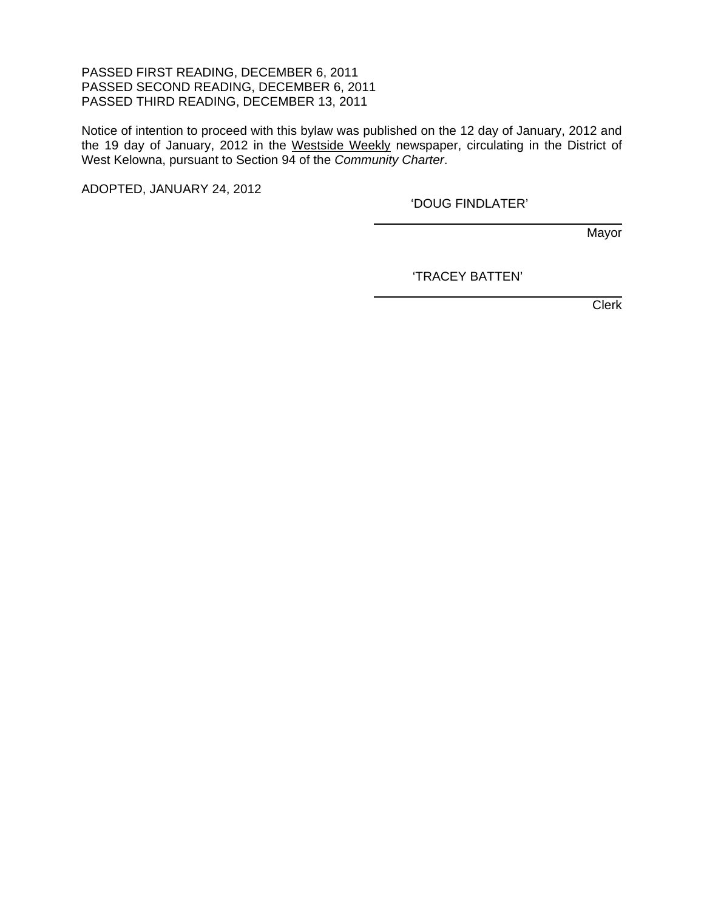PASSED FIRST READING, DECEMBER 6, 2011
PASSED SECOND READING, DECEMBER 6, 2011
PASSED THIRD READING, DECEMBER 13, 2011

Notice of intention to proceed with this bylaw was published on the 12 day of January, 2012 and the 19 day of January, 2012 in the Westside Weekly newspaper, circulating in the District of West Kelowna, pursuant to Section 94 of the *Community Charter*.

ADOPTED, JANUARY 24, 2012

'DOUG FINDLATER'

Mayor

'TRACEY BATTEN'

Clerk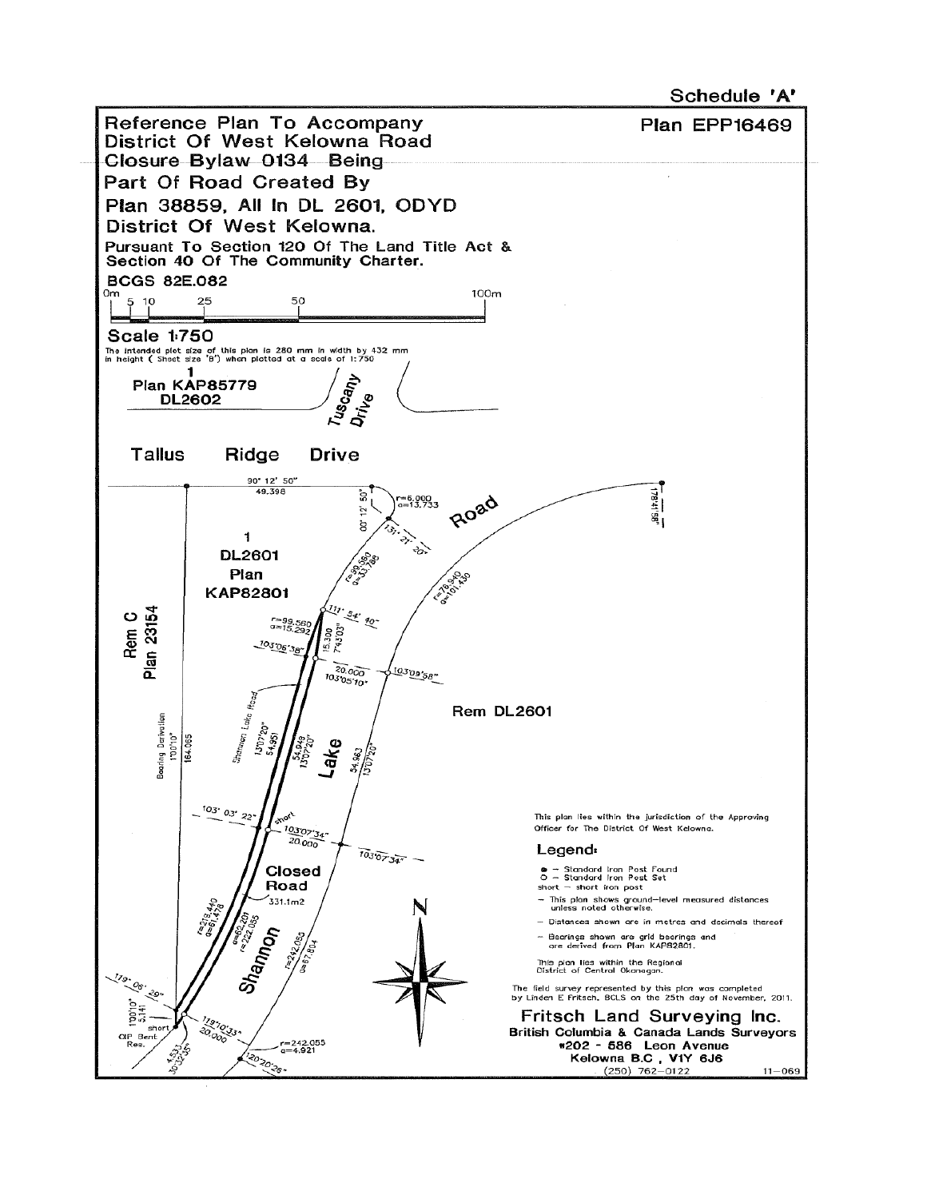Schedule 'A'

# Reference Plan To Accompany District Of West Kelowna Road Closure Bylaw 0134 Being Part Of Road Created By Plan 38859, All In DL 2601, ODYD District Of West Kelowna.

**Plan EPP16469**

Pursuant To Section 120 Of The Land Title Act & Section 40 Of The Community Charter.

BCGS 82E.082

0m 5 10 25 50 100m

**Scale 1:750**

The intended plot size of this plan is 280 mm in width by 432 mm in height ( Sheet size 'B') when plotted at a scale of 1:750

1
Plan KAP85779
DL2602

Tuscany Drive

Tallus Ridge Drive

90° 12' 50"
49.398

00° 12' 50"

r=6.000
a=13.733

131° 21' 20"

Road

178°41'56"

1
DL2601
Plan
KAP82801

r=99.560
a=33.788

r=78.940
a=101.430

111° 54' 40"

r=99.560
a=15.292

15.300
7°43'03"

103°06'38"

20.000
103°05'10"

103°09'58"

Rem C
Plan 23154

Bearing Derivation
1°00'10"
164.065

Shannon Lake Road
13°07'20"
54.951

54.949
13°07'20"

Lake

54.963
13°07'20"

Rem DL2601

103° 03' 22"

short

103°07'34"
20.000

103°07'34"

Closed Road
331.1m2

r=219.440
a=61.478

a=62.201
r=222.055

Shannon

r=242.055
a=67.804

N

119° 06' 29"

1°00'10"
5.141

short

OIP Bent Res.

118°10'33"
20.000

4.531
30°32'35"

r=242.055
a=4.921

120°20'26"

This plan lies within the jurisdiction of the Approving Officer for The District Of West Kelowna.

**Legend:**

- ● – Standard Iron Post Found
- ○ – Standard Iron Post Set
- short – short iron post
- – This plan shows ground-level measured distances unless noted otherwise.
- – Distances shown are in metres and decimals thereof
- – Bearings shown are grid bearings and are derived from Plan KAP82801.

This plan lies within the Regional District of Central Okanagan.

The field survey represented by this plan was completed by Linden E Fritsch, BCLS on the 25th day of November, 2011.

**Fritsch Land Surveying Inc.**
British Columbia & Canada Lands Surveyors
#202 - 586 Leon Avenue
Kelowna B.C , V1Y 6J6
(250) 762-0122

11-069